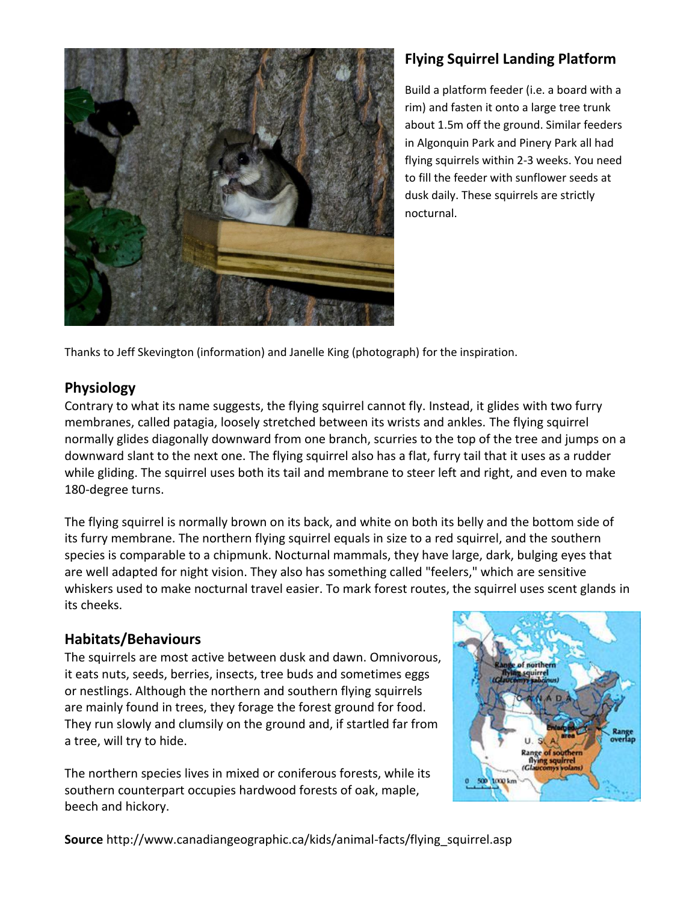## Flying Squirrel Landing Platform

Build a platform feeder (i.e. a board with a rim) and fasten it onto a large tree trunk about 1.5m off the ground. Similar feeders in Algonquin Park and Pinery Park all had flying squirrels within 2-3 weeks. You need to fill the feeder with sunflower seeds at dusk daily. These squirrels are strictly nocturnal.

Thanks to Jeff Skevington (information) and Janelle King (photograph) for the inspiration.

## Physiology

Contrary to what its name suggests, the flying squirrel cannot fly. Instead, it glides with two furry membranes, called patagia, loosely stretched between its wrists and ankles. The flying squirrel normally glides diagonally downward from one branch, scurries to the top of the tree and jumps on a downward slant to the next one. The flying squirrel also has a flat, furry tail that it uses as a rudder while gliding. The squirrel uses both its tail and membrane to steer left and right, and even to make 180-degree turns.

The flying squirrel is normally brown on its back, and white on both its belly and the bottom side of its furry membrane. The northern flying squirrel equals in size to a red squirrel, and the southern species is comparable to a chipmunk. Nocturnal mammals, they have large, dark, bulging eyes that are well adapted for night vision. They also has something called "feelers," which are sensitive whiskers used to make nocturnal travel easier. To mark forest routes, the squirrel uses scent glands in its cheeks.

## Habitats/Behaviours

The squirrels are most active between dusk and dawn. Omnivorous, it eats nuts, seeds, berries, insects, tree buds and sometimes eggs or nestlings. Although the northern and southern flying squirrels are mainly found in trees, they forage the forest ground for food. They run slowly and clumsily on the ground and, if startled far from a tree, will try to hide.

The northern species lives in mixed or coniferous forests, while its southern counterpart occupies hardwood forests of oak, maple, beech and hickory.

**Source** http://www.canadiangeographic.ca/kids/animal-facts/flying_squirrel.asp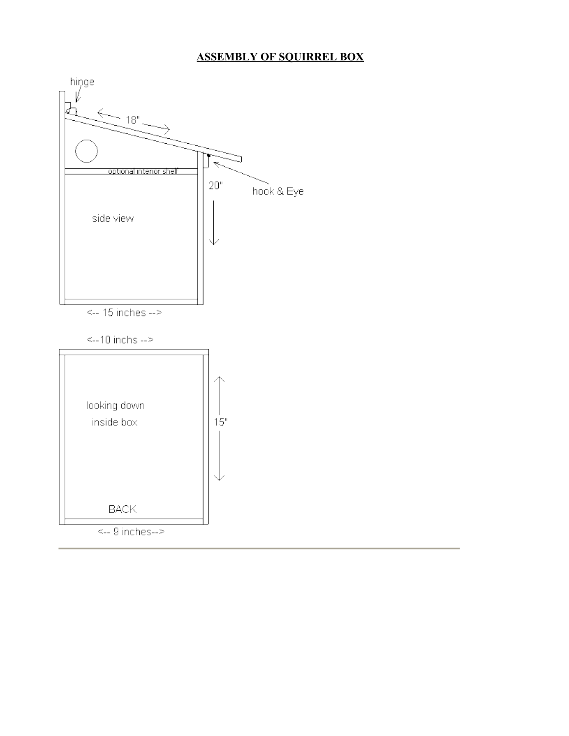# ASSEMBLY OF SQUIRREL BOX

hinge

18"

optional interior shelf

hook & Eye

20"

side view

<-- 15 inches -->

<--10 inchs -->

looking down inside box

15"

BACK

<-- 9 inches-->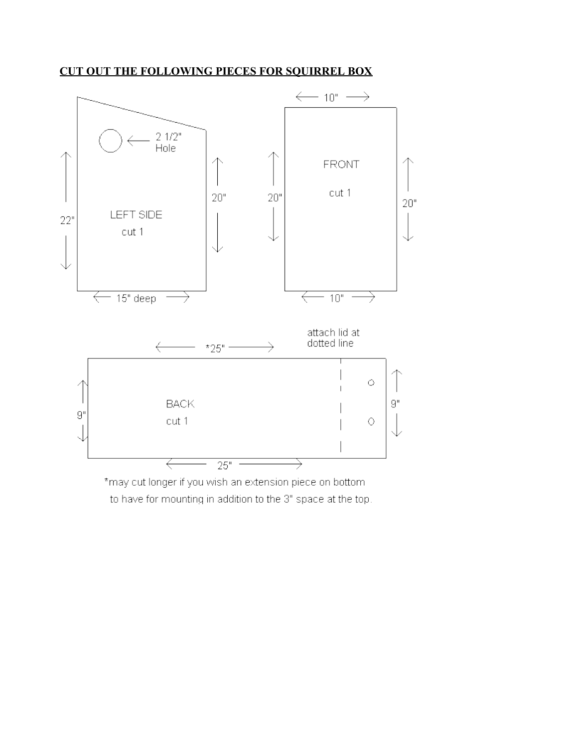**CUT OUT THE FOLLOWING PIECES FOR SQUIRREL BOX**

2 1/2" Hole

LEFT SIDE

cut 1

22"

20"

15" deep

10"

FRONT

cut 1

20"

20"

10"

attach lid at dotted line

*25"

BACK

cut 1

9"

9"

25"

*may cut longer if you wish an extension piece on bottom to have for mounting in addition to the 3" space at the top.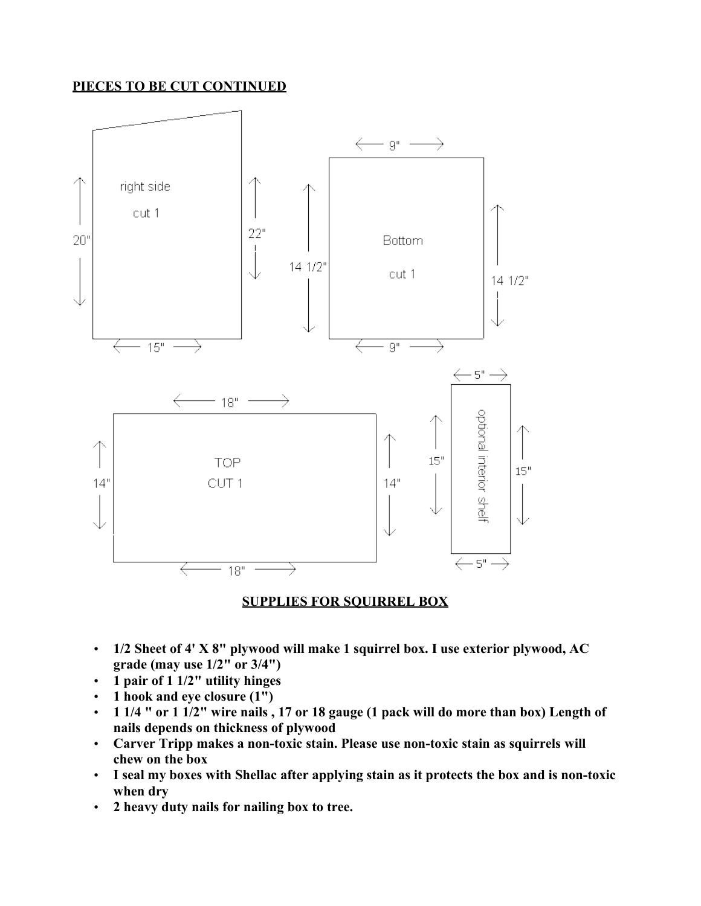**PIECES TO BE CUT CONTINUED**

right side

cut 1

20"

22"

15"

9"

Bottom

cut 1

14 1/2"

14 1/2"

9"

18"

TOP

CUT 1

14"

14"

18"

5"

optional interior shelf

15"

15"

5"

**SUPPLIES FOR SQUIRREL BOX**

- **1/2 Sheet of 4' X 8" plywood will make 1 squirrel box. I use exterior plywood, AC grade (may use 1/2" or 3/4")**
- **1 pair of 1 1/2" utility hinges**
- **1 hook and eye closure (1")**
- **1 1/4 " or 1 1/2" wire nails , 17 or 18 gauge (1 pack will do more than box) Length of nails depends on thickness of plywood**
- **Carver Tripp makes a non-toxic stain. Please use non-toxic stain as squirrels will chew on the box**
- **I seal my boxes with Shellac after applying stain as it protects the box and is non-toxic when dry**
- **2 heavy duty nails for nailing box to tree.**